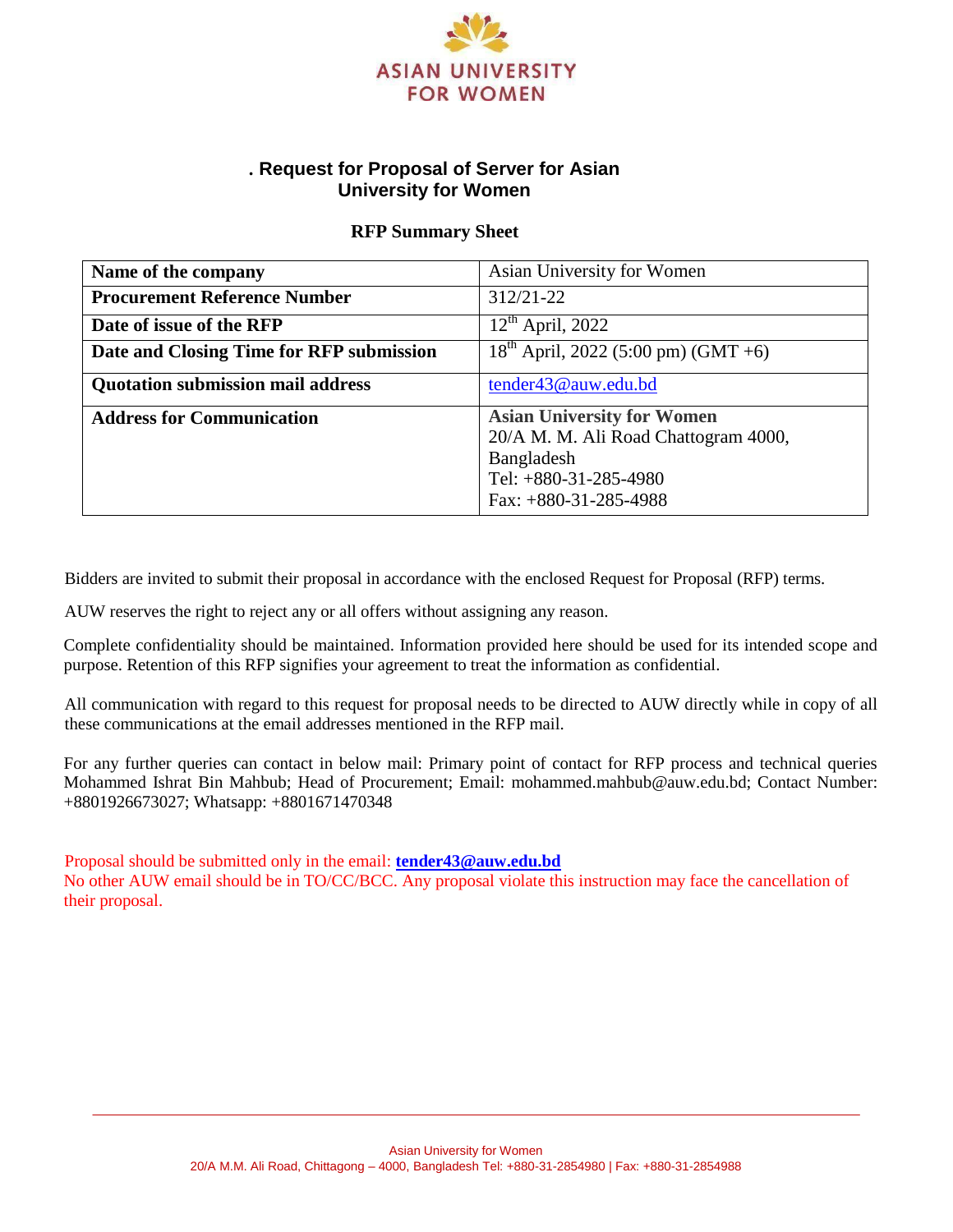ASIAN UNIVERSITY FOR WOMEN

## . Request for Proposal of Server for Asian University for Women

### RFP Summary Sheet

| **Name of the company** | Asian University for Women |
|---|---|
| **Procurement Reference Number** | 312/21-22 |
| **Date of issue of the RFP** | 12th April, 2022 |
| **Date and Closing Time for RFP submission** | 18th April, 2022 (5:00 pm) (GMT +6) |
| **Quotation submission mail address** | tender43@auw.edu.bd |
| **Address for Communication** | **Asian University for Women**<br>20/A M. M. Ali Road Chattogram 4000, Bangladesh<br>Tel: +880-31-285-4980<br>Fax: +880-31-285-4988 |

Bidders are invited to submit their proposal in accordance with the enclosed Request for Proposal (RFP) terms.

AUW reserves the right to reject any or all offers without assigning any reason.

Complete confidentiality should be maintained. Information provided here should be used for its intended scope and purpose. Retention of this RFP signifies your agreement to treat the information as confidential.

All communication with regard to this request for proposal needs to be directed to AUW directly while in copy of all these communications at the email addresses mentioned in the RFP mail.

For any further queries can contact in below mail: Primary point of contact for RFP process and technical queries Mohammed Ishrat Bin Mahbub; Head of Procurement; Email: mohammed.mahbub@auw.edu.bd; Contact Number: +8801926673027; Whatsapp: +8801671470348

Proposal should be submitted only in the email: **tender43@auw.edu.bd**
No other AUW email should be in TO/CC/BCC. Any proposal violate this instruction may face the cancellation of their proposal.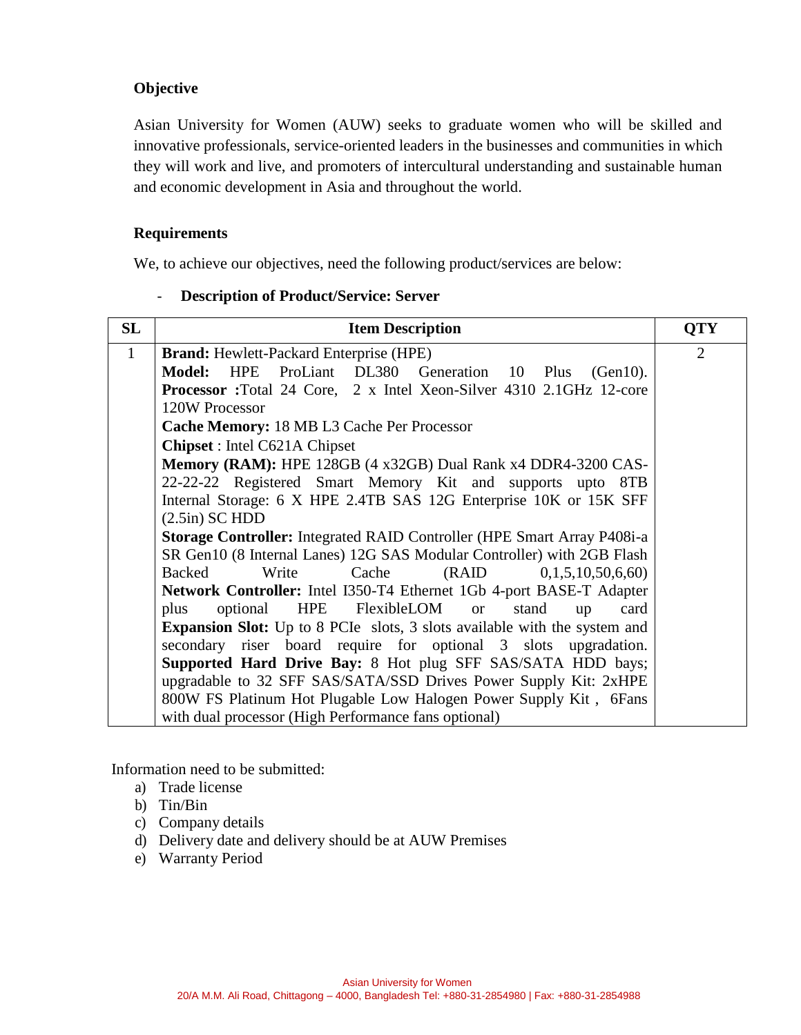**Objective**

Asian University for Women (AUW) seeks to graduate women who will be skilled and innovative professionals, service-oriented leaders in the businesses and communities in which they will work and live, and promoters of intercultural understanding and sustainable human and economic development in Asia and throughout the world.

**Requirements**

We, to achieve our objectives, need the following product/services are below:

- **Description of Product/Service: Server**

| SL | Item Description | QTY |
|---|---|---|
| 1 | **Brand:** Hewlett-Packard Enterprise (HPE)<br>**Model:** HPE ProLiant DL380 Generation 10 Plus (Gen10).<br>**Processor :**Total 24 Core, 2 x Intel Xeon-Silver 4310 2.1GHz 12-core 120W Processor<br>**Cache Memory:** 18 MB L3 Cache Per Processor<br>**Chipset** : Intel C621A Chipset<br>**Memory (RAM):** HPE 128GB (4 x32GB) Dual Rank x4 DDR4-3200 CAS-22-22-22 Registered Smart Memory Kit and supports upto 8TB Internal Storage: 6 X HPE 2.4TB SAS 12G Enterprise 10K or 15K SFF (2.5in) SC HDD<br>**Storage Controller:** Integrated RAID Controller (HPE Smart Array P408i-a SR Gen10 (8 Internal Lanes) 12G SAS Modular Controller) with 2GB Flash Backed Write Cache (RAID 0,1,5,10,50,6,60)<br>**Network Controller:** Intel I350-T4 Ethernet 1Gb 4-port BASE-T Adapter plus optional HPE FlexibleLOM or stand up card<br>**Expansion Slot:** Up to 8 PCIe slots, 3 slots available with the system and secondary riser board require for optional 3 slots upgradation.<br>**Supported Hard Drive Bay:** 8 Hot plug SFF SAS/SATA HDD bays; upgradable to 32 SFF SAS/SATA/SSD Drives Power Supply Kit: 2xHPE 800W FS Platinum Hot Plugable Low Halogen Power Supply Kit , 6Fans with dual processor (High Performance fans optional) | 2 |

Information need to be submitted:

a) Trade license
b) Tin/Bin
c) Company details
d) Delivery date and delivery should be at AUW Premises
e) Warranty Period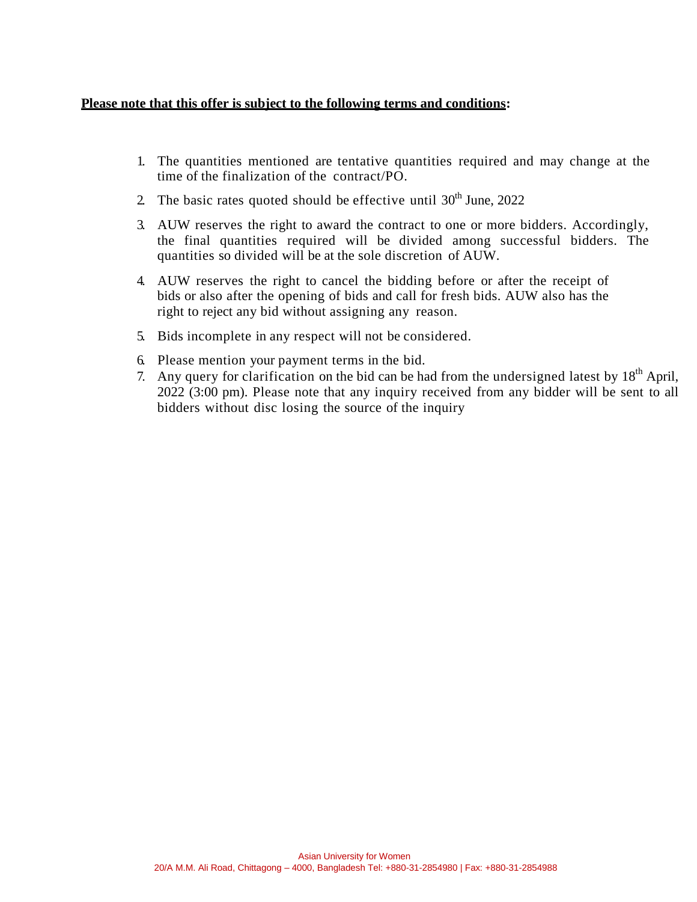**<u>Please note that this offer is subject to the following terms and conditions</u>:**

1. The quantities mentioned are tentative quantities required and may change at the time of the finalization of the contract/PO.
2. The basic rates quoted should be effective until 30th June, 2022
3. AUW reserves the right to award the contract to one or more bidders. Accordingly, the final quantities required will be divided among successful bidders. The quantities so divided will be at the sole discretion of AUW.
4. AUW reserves the right to cancel the bidding before or after the receipt of bids or also after the opening of bids and call for fresh bids. AUW also has the right to reject any bid without assigning any reason.
5. Bids incomplete in any respect will not be considered.
6. Please mention your payment terms in the bid.
7. Any query for clarification on the bid can be had from the undersigned latest by 18th April, 2022 (3:00 pm). Please note that any inquiry received from any bidder will be sent to all bidders without disc losing the source of the inquiry